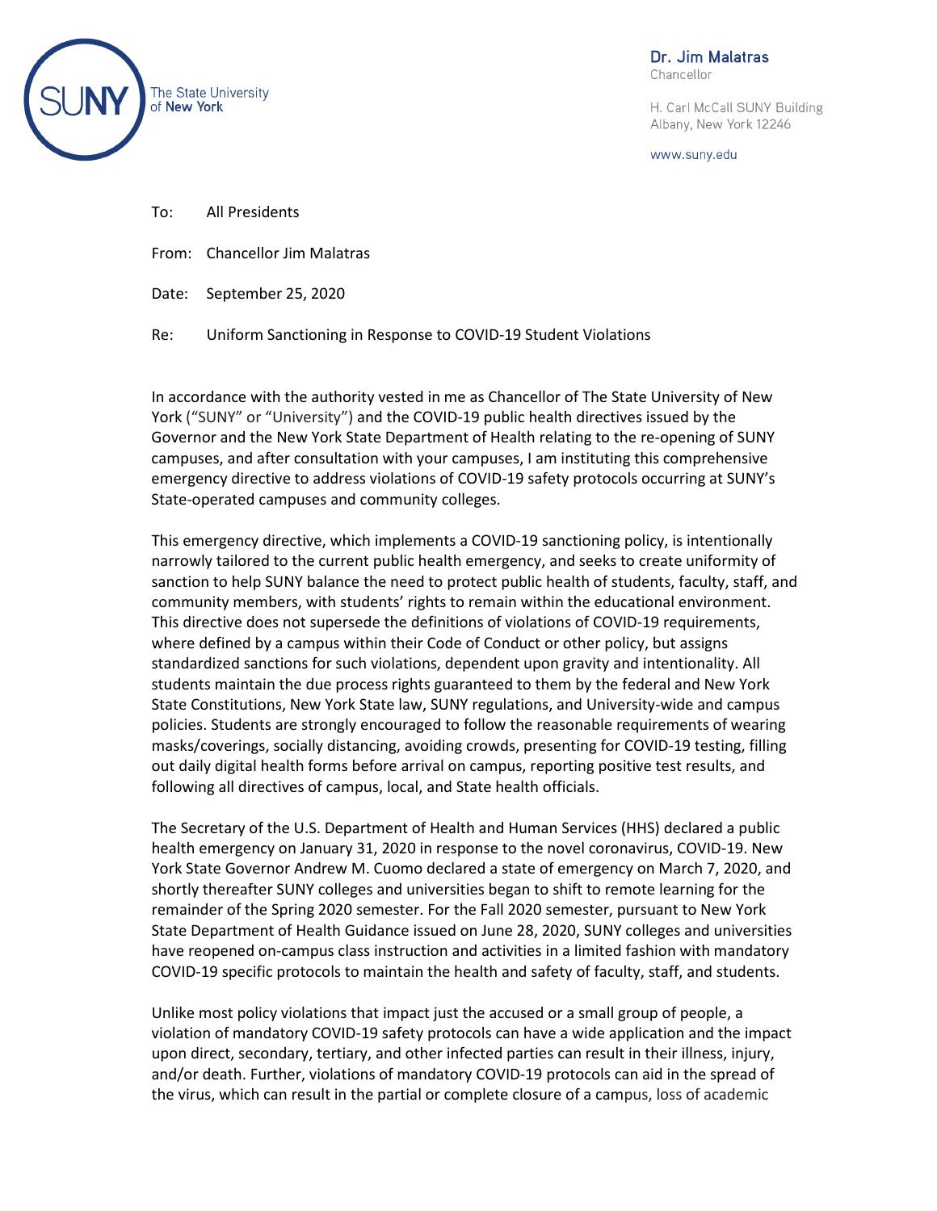The State University of New York

**Dr. Jim Malatras**
Chancellor

H. Carl McCall SUNY Building
Albany, New York 12246

www.suny.edu

To: All Presidents

From: Chancellor Jim Malatras

Date: September 25, 2020

Re: Uniform Sanctioning in Response to COVID-19 Student Violations

In accordance with the authority vested in me as Chancellor of The State University of New York ("SUNY" or "University") and the COVID-19 public health directives issued by the Governor and the New York State Department of Health relating to the re-opening of SUNY campuses, and after consultation with your campuses, I am instituting this comprehensive emergency directive to address violations of COVID-19 safety protocols occurring at SUNY's State-operated campuses and community colleges.

This emergency directive, which implements a COVID-19 sanctioning policy, is intentionally narrowly tailored to the current public health emergency, and seeks to create uniformity of sanction to help SUNY balance the need to protect public health of students, faculty, staff, and community members, with students' rights to remain within the educational environment. This directive does not supersede the definitions of violations of COVID-19 requirements, where defined by a campus within their Code of Conduct or other policy, but assigns standardized sanctions for such violations, dependent upon gravity and intentionality. All students maintain the due process rights guaranteed to them by the federal and New York State Constitutions, New York State law, SUNY regulations, and University-wide and campus policies. Students are strongly encouraged to follow the reasonable requirements of wearing masks/coverings, socially distancing, avoiding crowds, presenting for COVID-19 testing, filling out daily digital health forms before arrival on campus, reporting positive test results, and following all directives of campus, local, and State health officials.

The Secretary of the U.S. Department of Health and Human Services (HHS) declared a public health emergency on January 31, 2020 in response to the novel coronavirus, COVID-19. New York State Governor Andrew M. Cuomo declared a state of emergency on March 7, 2020, and shortly thereafter SUNY colleges and universities began to shift to remote learning for the remainder of the Spring 2020 semester. For the Fall 2020 semester, pursuant to New York State Department of Health Guidance issued on June 28, 2020, SUNY colleges and universities have reopened on-campus class instruction and activities in a limited fashion with mandatory COVID-19 specific protocols to maintain the health and safety of faculty, staff, and students.

Unlike most policy violations that impact just the accused or a small group of people, a violation of mandatory COVID-19 safety protocols can have a wide application and the impact upon direct, secondary, tertiary, and other infected parties can result in their illness, injury, and/or death. Further, violations of mandatory COVID-19 protocols can aid in the spread of the virus, which can result in the partial or complete closure of a campus, loss of academic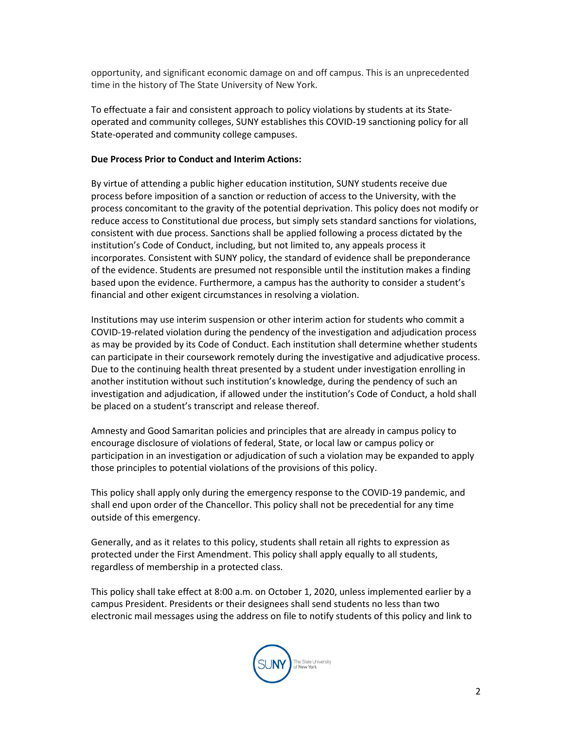opportunity, and significant economic damage on and off campus. This is an unprecedented time in the history of The State University of New York.

To effectuate a fair and consistent approach to policy violations by students at its State-operated and community colleges, SUNY establishes this COVID-19 sanctioning policy for all State-operated and community college campuses.

**Due Process Prior to Conduct and Interim Actions:**

By virtue of attending a public higher education institution, SUNY students receive due process before imposition of a sanction or reduction of access to the University, with the process concomitant to the gravity of the potential deprivation. This policy does not modify or reduce access to Constitutional due process, but simply sets standard sanctions for violations, consistent with due process. Sanctions shall be applied following a process dictated by the institution's Code of Conduct, including, but not limited to, any appeals process it incorporates. Consistent with SUNY policy, the standard of evidence shall be preponderance of the evidence. Students are presumed not responsible until the institution makes a finding based upon the evidence. Furthermore, a campus has the authority to consider a student's financial and other exigent circumstances in resolving a violation.

Institutions may use interim suspension or other interim action for students who commit a COVID-19-related violation during the pendency of the investigation and adjudication process as may be provided by its Code of Conduct. Each institution shall determine whether students can participate in their coursework remotely during the investigative and adjudicative process. Due to the continuing health threat presented by a student under investigation enrolling in another institution without such institution's knowledge, during the pendency of such an investigation and adjudication, if allowed under the institution's Code of Conduct, a hold shall be placed on a student's transcript and release thereof.

Amnesty and Good Samaritan policies and principles that are already in campus policy to encourage disclosure of violations of federal, State, or local law or campus policy or participation in an investigation or adjudication of such a violation may be expanded to apply those principles to potential violations of the provisions of this policy.

This policy shall apply only during the emergency response to the COVID-19 pandemic, and shall end upon order of the Chancellor. This policy shall not be precedential for any time outside of this emergency.

Generally, and as it relates to this policy, students shall retain all rights to expression as protected under the First Amendment. This policy shall apply equally to all students, regardless of membership in a protected class.

This policy shall take effect at 8:00 a.m. on October 1, 2020, unless implemented earlier by a campus President. Presidents or their designees shall send students no less than two electronic mail messages using the address on file to notify students of this policy and link to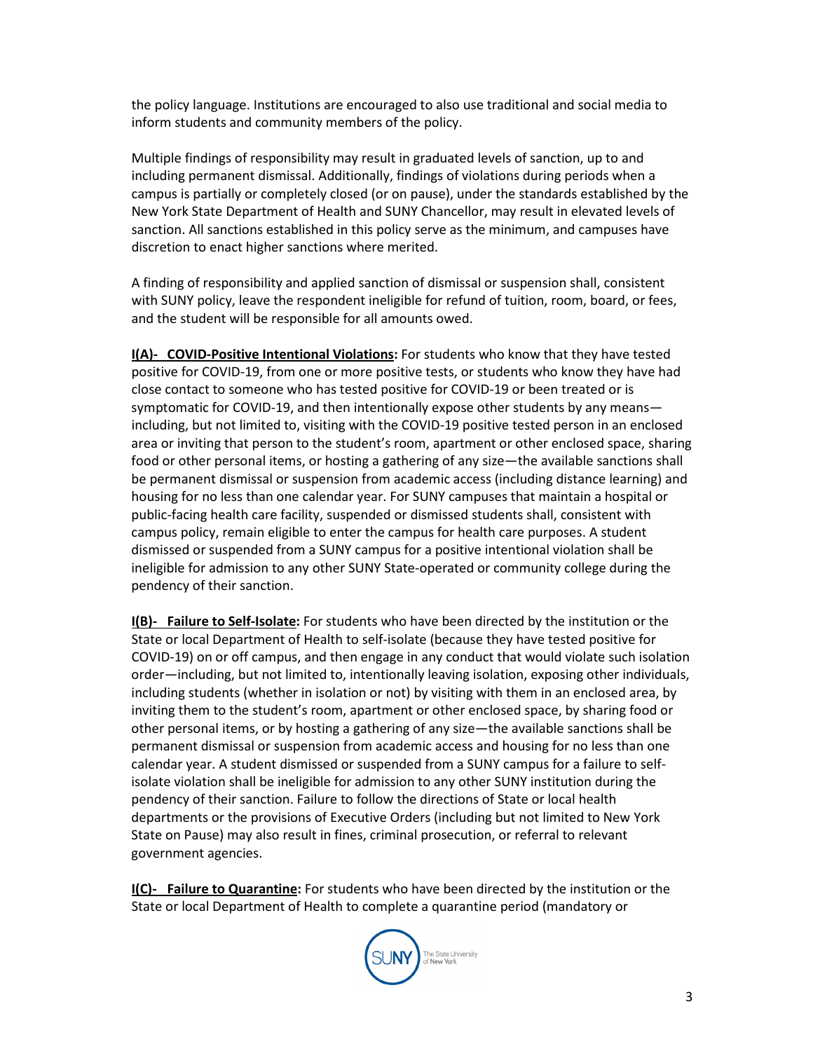the policy language. Institutions are encouraged to also use traditional and social media to inform students and community members of the policy.

Multiple findings of responsibility may result in graduated levels of sanction, up to and including permanent dismissal. Additionally, findings of violations during periods when a campus is partially or completely closed (or on pause), under the standards established by the New York State Department of Health and SUNY Chancellor, may result in elevated levels of sanction. All sanctions established in this policy serve as the minimum, and campuses have discretion to enact higher sanctions where merited.

A finding of responsibility and applied sanction of dismissal or suspension shall, consistent with SUNY policy, leave the respondent ineligible for refund of tuition, room, board, or fees, and the student will be responsible for all amounts owed.

**<u>I(A)- COVID-Positive Intentional Violations</u>:** For students who know that they have tested positive for COVID-19, from one or more positive tests, or students who know they have had close contact to someone who has tested positive for COVID-19 or been treated or is symptomatic for COVID-19, and then intentionally expose other students by any means—including, but not limited to, visiting with the COVID-19 positive tested person in an enclosed area or inviting that person to the student's room, apartment or other enclosed space, sharing food or other personal items, or hosting a gathering of any size—the available sanctions shall be permanent dismissal or suspension from academic access (including distance learning) and housing for no less than one calendar year. For SUNY campuses that maintain a hospital or public-facing health care facility, suspended or dismissed students shall, consistent with campus policy, remain eligible to enter the campus for health care purposes. A student dismissed or suspended from a SUNY campus for a positive intentional violation shall be ineligible for admission to any other SUNY State-operated or community college during the pendency of their sanction.

**<u>I(B)- Failure to Self-Isolate</u>:** For students who have been directed by the institution or the State or local Department of Health to self-isolate (because they have tested positive for COVID-19) on or off campus, and then engage in any conduct that would violate such isolation order—including, but not limited to, intentionally leaving isolation, exposing other individuals, including students (whether in isolation or not) by visiting with them in an enclosed area, by inviting them to the student's room, apartment or other enclosed space, by sharing food or other personal items, or by hosting a gathering of any size—the available sanctions shall be permanent dismissal or suspension from academic access and housing for no less than one calendar year. A student dismissed or suspended from a SUNY campus for a failure to self-isolate violation shall be ineligible for admission to any other SUNY institution during the pendency of their sanction. Failure to follow the directions of State or local health departments or the provisions of Executive Orders (including but not limited to New York State on Pause) may also result in fines, criminal prosecution, or referral to relevant government agencies.

**<u>I(C)- Failure to Quarantine</u>:** For students who have been directed by the institution or the State or local Department of Health to complete a quarantine period (mandatory or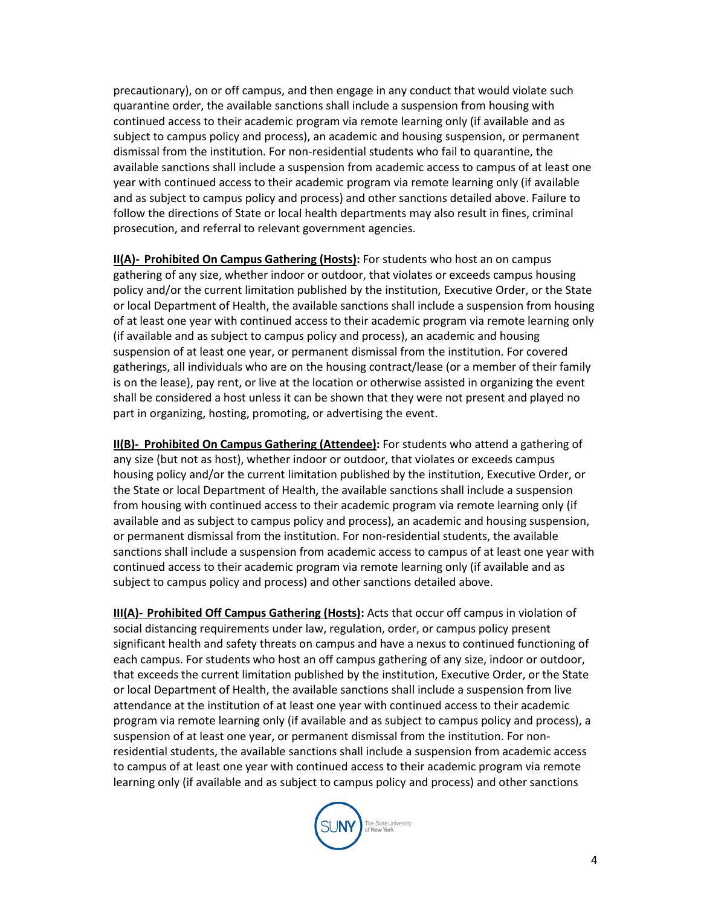precautionary), on or off campus, and then engage in any conduct that would violate such quarantine order, the available sanctions shall include a suspension from housing with continued access to their academic program via remote learning only (if available and as subject to campus policy and process), an academic and housing suspension, or permanent dismissal from the institution. For non-residential students who fail to quarantine, the available sanctions shall include a suspension from academic access to campus of at least one year with continued access to their academic program via remote learning only (if available and as subject to campus policy and process) and other sanctions detailed above. Failure to follow the directions of State or local health departments may also result in fines, criminal prosecution, and referral to relevant government agencies.

**<u>II(A)- Prohibited On Campus Gathering (Hosts)</u>:** For students who host an on campus gathering of any size, whether indoor or outdoor, that violates or exceeds campus housing policy and/or the current limitation published by the institution, Executive Order, or the State or local Department of Health, the available sanctions shall include a suspension from housing of at least one year with continued access to their academic program via remote learning only (if available and as subject to campus policy and process), an academic and housing suspension of at least one year, or permanent dismissal from the institution. For covered gatherings, all individuals who are on the housing contract/lease (or a member of their family is on the lease), pay rent, or live at the location or otherwise assisted in organizing the event shall be considered a host unless it can be shown that they were not present and played no part in organizing, hosting, promoting, or advertising the event.

**<u>II(B)- Prohibited On Campus Gathering (Attendee)</u>:** For students who attend a gathering of any size (but not as host), whether indoor or outdoor, that violates or exceeds campus housing policy and/or the current limitation published by the institution, Executive Order, or the State or local Department of Health, the available sanctions shall include a suspension from housing with continued access to their academic program via remote learning only (if available and as subject to campus policy and process), an academic and housing suspension, or permanent dismissal from the institution. For non-residential students, the available sanctions shall include a suspension from academic access to campus of at least one year with continued access to their academic program via remote learning only (if available and as subject to campus policy and process) and other sanctions detailed above.

**<u>III(A)- Prohibited Off Campus Gathering (Hosts)</u>:** Acts that occur off campus in violation of social distancing requirements under law, regulation, order, or campus policy present significant health and safety threats on campus and have a nexus to continued functioning of each campus. For students who host an off campus gathering of any size, indoor or outdoor, that exceeds the current limitation published by the institution, Executive Order, or the State or local Department of Health, the available sanctions shall include a suspension from live attendance at the institution of at least one year with continued access to their academic program via remote learning only (if available and as subject to campus policy and process), a suspension of at least one year, or permanent dismissal from the institution. For non-residential students, the available sanctions shall include a suspension from academic access to campus of at least one year with continued access to their academic program via remote learning only (if available and as subject to campus policy and process) and other sanctions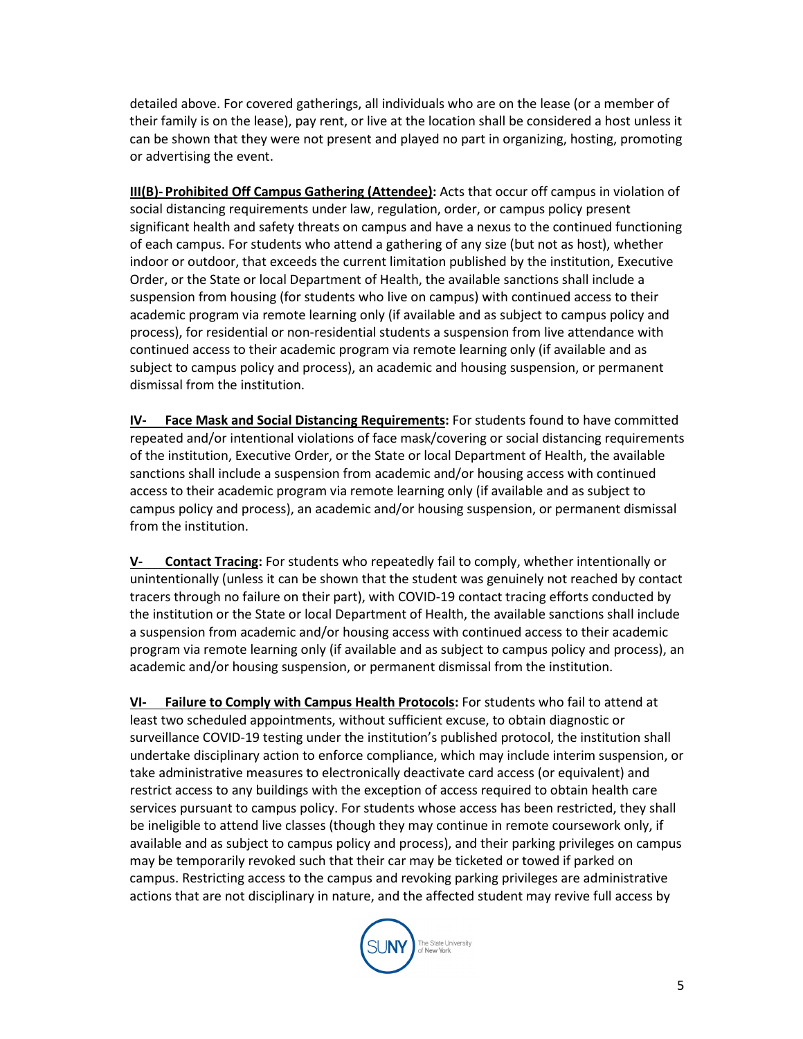detailed above. For covered gatherings, all individuals who are on the lease (or a member of their family is on the lease), pay rent, or live at the location shall be considered a host unless it can be shown that they were not present and played no part in organizing, hosting, promoting or advertising the event.

**III(B)- Prohibited Off Campus Gathering (Attendee):** Acts that occur off campus in violation of social distancing requirements under law, regulation, order, or campus policy present significant health and safety threats on campus and have a nexus to the continued functioning of each campus. For students who attend a gathering of any size (but not as host), whether indoor or outdoor, that exceeds the current limitation published by the institution, Executive Order, or the State or local Department of Health, the available sanctions shall include a suspension from housing (for students who live on campus) with continued access to their academic program via remote learning only (if available and as subject to campus policy and process), for residential or non-residential students a suspension from live attendance with continued access to their academic program via remote learning only (if available and as subject to campus policy and process), an academic and housing suspension, or permanent dismissal from the institution.

**IV- Face Mask and Social Distancing Requirements:** For students found to have committed repeated and/or intentional violations of face mask/covering or social distancing requirements of the institution, Executive Order, or the State or local Department of Health, the available sanctions shall include a suspension from academic and/or housing access with continued access to their academic program via remote learning only (if available and as subject to campus policy and process), an academic and/or housing suspension, or permanent dismissal from the institution.

**V- Contact Tracing:** For students who repeatedly fail to comply, whether intentionally or unintentionally (unless it can be shown that the student was genuinely not reached by contact tracers through no failure on their part), with COVID-19 contact tracing efforts conducted by the institution or the State or local Department of Health, the available sanctions shall include a suspension from academic and/or housing access with continued access to their academic program via remote learning only (if available and as subject to campus policy and process), an academic and/or housing suspension, or permanent dismissal from the institution.

**VI- Failure to Comply with Campus Health Protocols:** For students who fail to attend at least two scheduled appointments, without sufficient excuse, to obtain diagnostic or surveillance COVID-19 testing under the institution's published protocol, the institution shall undertake disciplinary action to enforce compliance, which may include interim suspension, or take administrative measures to electronically deactivate card access (or equivalent) and restrict access to any buildings with the exception of access required to obtain health care services pursuant to campus policy. For students whose access has been restricted, they shall be ineligible to attend live classes (though they may continue in remote coursework only, if available and as subject to campus policy and process), and their parking privileges on campus may be temporarily revoked such that their car may be ticketed or towed if parked on campus. Restricting access to the campus and revoking parking privileges are administrative actions that are not disciplinary in nature, and the affected student may revive full access by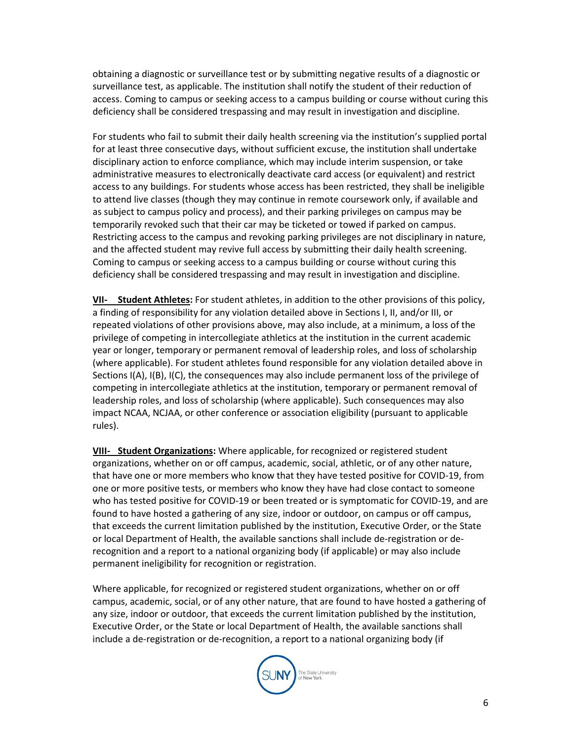obtaining a diagnostic or surveillance test or by submitting negative results of a diagnostic or surveillance test, as applicable. The institution shall notify the student of their reduction of access. Coming to campus or seeking access to a campus building or course without curing this deficiency shall be considered trespassing and may result in investigation and discipline.

For students who fail to submit their daily health screening via the institution's supplied portal for at least three consecutive days, without sufficient excuse, the institution shall undertake disciplinary action to enforce compliance, which may include interim suspension, or take administrative measures to electronically deactivate card access (or equivalent) and restrict access to any buildings. For students whose access has been restricted, they shall be ineligible to attend live classes (though they may continue in remote coursework only, if available and as subject to campus policy and process), and their parking privileges on campus may be temporarily revoked such that their car may be ticketed or towed if parked on campus. Restricting access to the campus and revoking parking privileges are not disciplinary in nature, and the affected student may revive full access by submitting their daily health screening. Coming to campus or seeking access to a campus building or course without curing this deficiency shall be considered trespassing and may result in investigation and discipline.

**VII- Student Athletes:** For student athletes, in addition to the other provisions of this policy, a finding of responsibility for any violation detailed above in Sections I, II, and/or III, or repeated violations of other provisions above, may also include, at a minimum, a loss of the privilege of competing in intercollegiate athletics at the institution in the current academic year or longer, temporary or permanent removal of leadership roles, and loss of scholarship (where applicable). For student athletes found responsible for any violation detailed above in Sections I(A), I(B), I(C), the consequences may also include permanent loss of the privilege of competing in intercollegiate athletics at the institution, temporary or permanent removal of leadership roles, and loss of scholarship (where applicable). Such consequences may also impact NCAA, NCJAA, or other conference or association eligibility (pursuant to applicable rules).

**VIII- Student Organizations:** Where applicable, for recognized or registered student organizations, whether on or off campus, academic, social, athletic, or of any other nature, that have one or more members who know that they have tested positive for COVID-19, from one or more positive tests, or members who know they have had close contact to someone who has tested positive for COVID-19 or been treated or is symptomatic for COVID-19, and are found to have hosted a gathering of any size, indoor or outdoor, on campus or off campus, that exceeds the current limitation published by the institution, Executive Order, or the State or local Department of Health, the available sanctions shall include de-registration or de-recognition and a report to a national organizing body (if applicable) or may also include permanent ineligibility for recognition or registration.

Where applicable, for recognized or registered student organizations, whether on or off campus, academic, social, or of any other nature, that are found to have hosted a gathering of any size, indoor or outdoor, that exceeds the current limitation published by the institution, Executive Order, or the State or local Department of Health, the available sanctions shall include a de-registration or de-recognition, a report to a national organizing body (if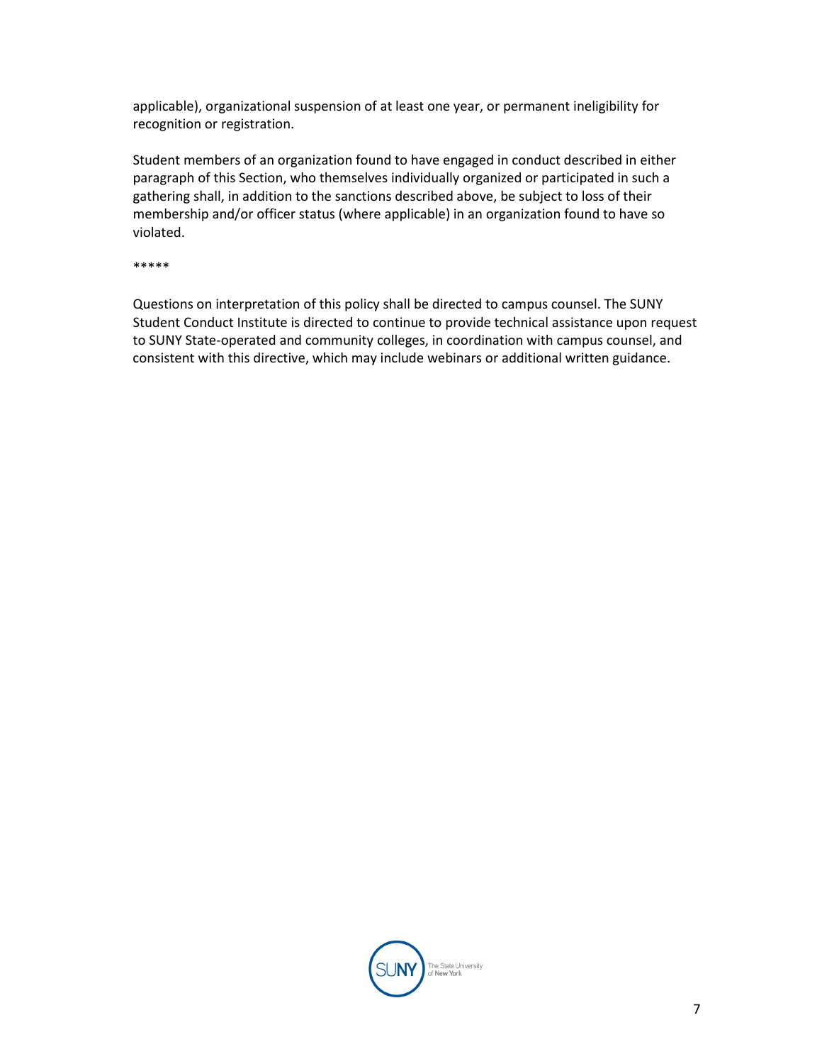applicable), organizational suspension of at least one year, or permanent ineligibility for recognition or registration.

Student members of an organization found to have engaged in conduct described in either paragraph of this Section, who themselves individually organized or participated in such a gathering shall, in addition to the sanctions described above, be subject to loss of their membership and/or officer status (where applicable) in an organization found to have so violated.

*****

Questions on interpretation of this policy shall be directed to campus counsel. The SUNY Student Conduct Institute is directed to continue to provide technical assistance upon request to SUNY State-operated and community colleges, in coordination with campus counsel, and consistent with this directive, which may include webinars or additional written guidance.